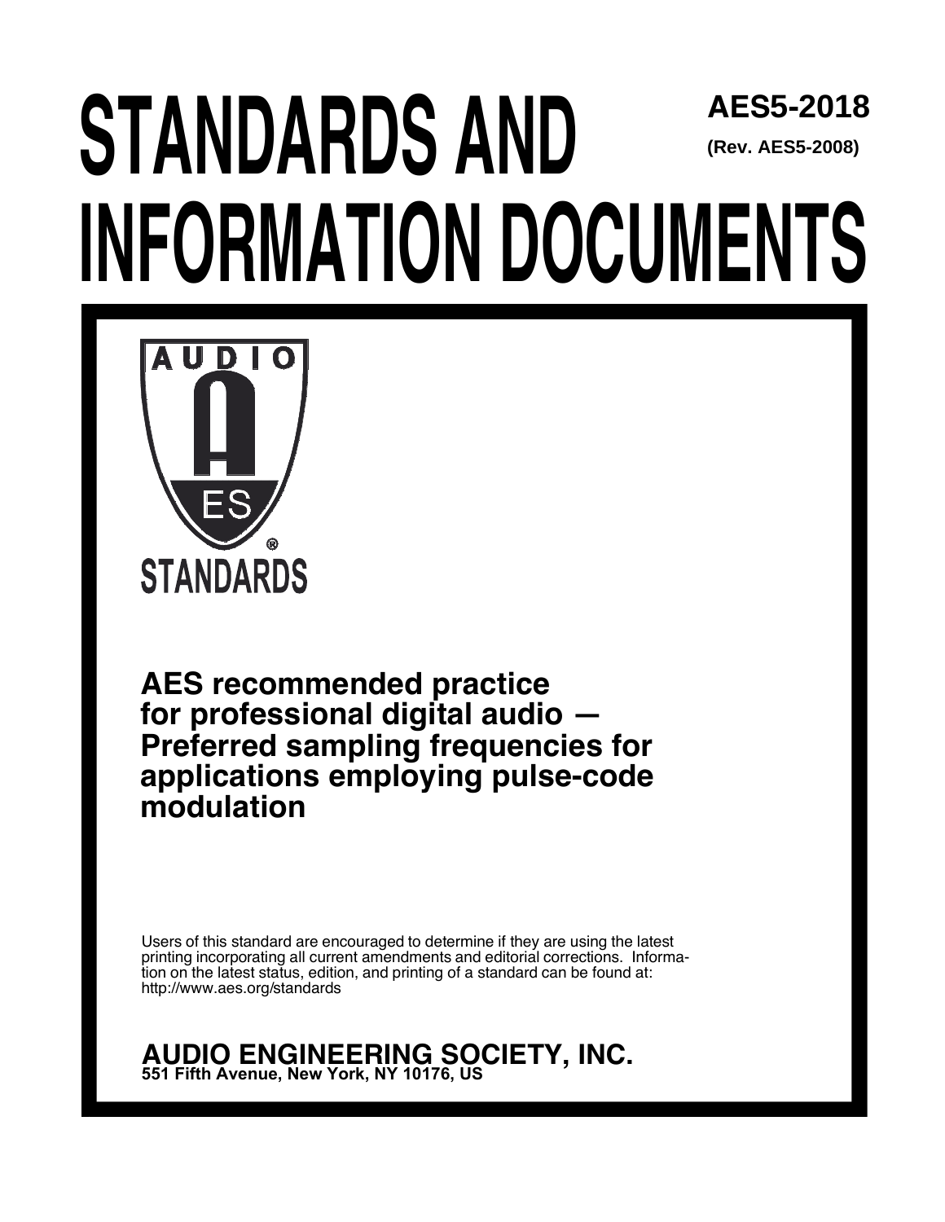# STANDARDS AND INFORMATION DOCUMENTS

**AES5-2018**

**(Rev. AES5-2008)**

AUDIO

AES

STANDARDS

## AES recommended practice for professional digital audio — Preferred sampling frequencies for applications employing pulse-code modulation

Users of this standard are encouraged to determine if they are using the latest printing incorporating all current amendments and editorial corrections. Information on the latest status, edition, and printing of a standard can be found at: http://www.aes.org/standards

**AUDIO ENGINEERING SOCIETY, INC.**
**551 Fifth Avenue, New York, NY 10176, US**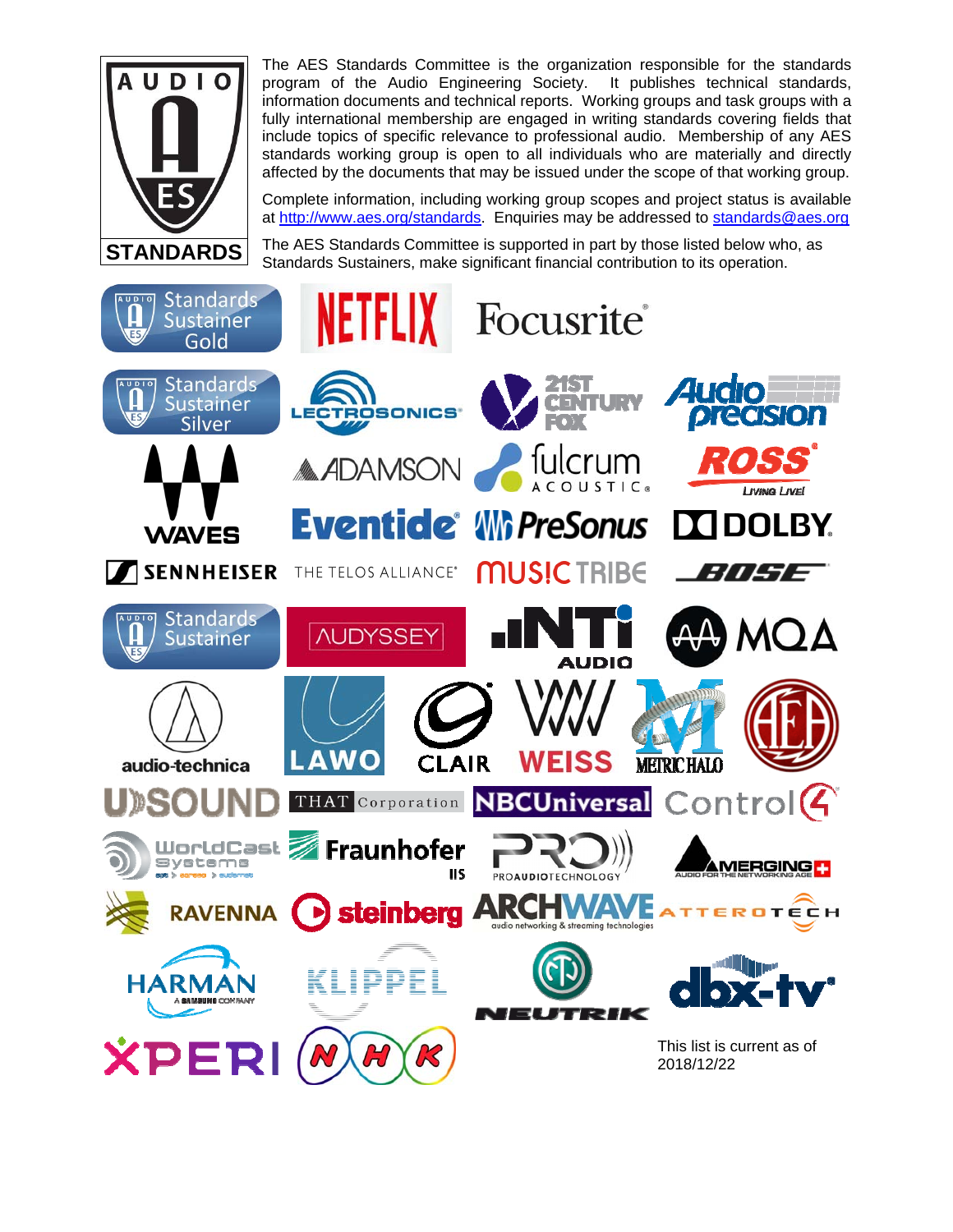**AUDIO AES STANDARDS**

The AES Standards Committee is the organization responsible for the standards program of the Audio Engineering Society. It publishes technical standards, information documents and technical reports. Working groups and task groups with a fully international membership are engaged in writing standards covering fields that include topics of specific relevance to professional audio. Membership of any AES standards working group is open to all individuals who are materially and directly affected by the documents that may be issued under the scope of that working group.

Complete information, including working group scopes and project status is available at http://www.aes.org/standards. Enquiries may be addressed to standards@aes.org

The AES Standards Committee is supported in part by those listed below who, as Standards Sustainers, make significant financial contribution to its operation.

**Standards Sustainer Gold**

Netflix, Focusrite

**Standards Sustainer Silver**

Lectrosonics, 21st Century Fox, Audio Precision, Waves, Adamson, Fulcrum Acoustic, Ross, Eventide, PreSonus, Dolby, Sennheiser, The Telos Alliance, Music Tribe, Bose

**Standards Sustainer**

Audyssey, NTi Audio, MQA, audio-technica, Lawo, Clair, Weiss, Metric Halo, AEA, U-Sound, THAT Corporation, NBCUniversal, Control4, WorldCast Systems, Fraunhofer IIS, Pro Audio Technology, Merging, Ravenna, Steinberg, Archwave, Atterotech, Harman, Klippel, Neutrik, dbx-tv, Xperi, NHK

This list is current as of 2018/12/22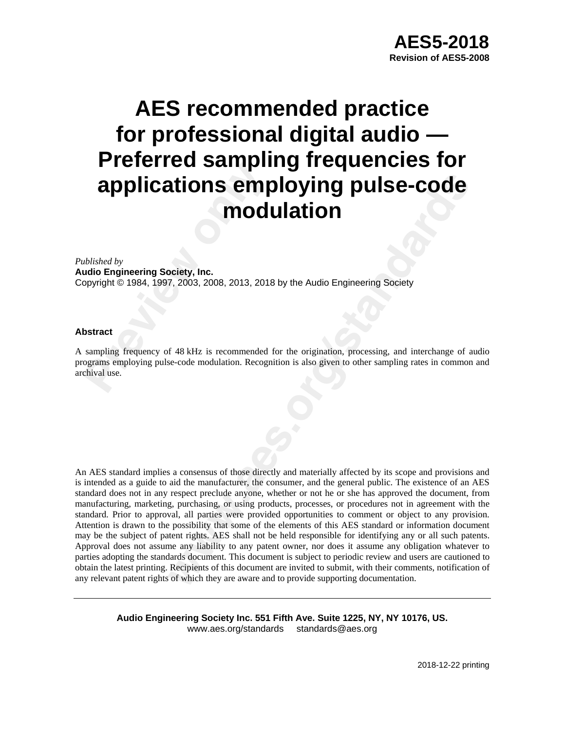# AES5-2018

**Revision of AES5-2008**

# AES recommended practice for professional digital audio — Preferred sampling frequencies for applications employing pulse-code modulation

*Published by*
**Audio Engineering Society, Inc.**
Copyright © 1984, 1997, 2003, 2008, 2013, 2018 by the Audio Engineering Society

### Abstract

A sampling frequency of 48 kHz is recommended for the origination, processing, and interchange of audio programs employing pulse-code modulation. Recognition is also given to other sampling rates in common and archival use.

An AES standard implies a consensus of those directly and materially affected by its scope and provisions and is intended as a guide to aid the manufacturer, the consumer, and the general public. The existence of an AES standard does not in any respect preclude anyone, whether or not he or she has approved the document, from manufacturing, marketing, purchasing, or using products, processes, or procedures not in agreement with the standard. Prior to approval, all parties were provided opportunities to comment or object to any provision. Attention is drawn to the possibility that some of the elements of this AES standard or information document may be the subject of patent rights. AES shall not be held responsible for identifying any or all such patents. Approval does not assume any liability to any patent owner, nor does it assume any obligation whatever to parties adopting the standards document. This document is subject to periodic review and users are cautioned to obtain the latest printing. Recipients of this document are invited to submit, with their comments, notification of any relevant patent rights of which they are aware and to provide supporting documentation.

---

**Audio Engineering Society Inc. 551 Fifth Ave. Suite 1225, NY, NY 10176, US.**
www.aes.org/standards     standards@aes.org

2018-12-22 printing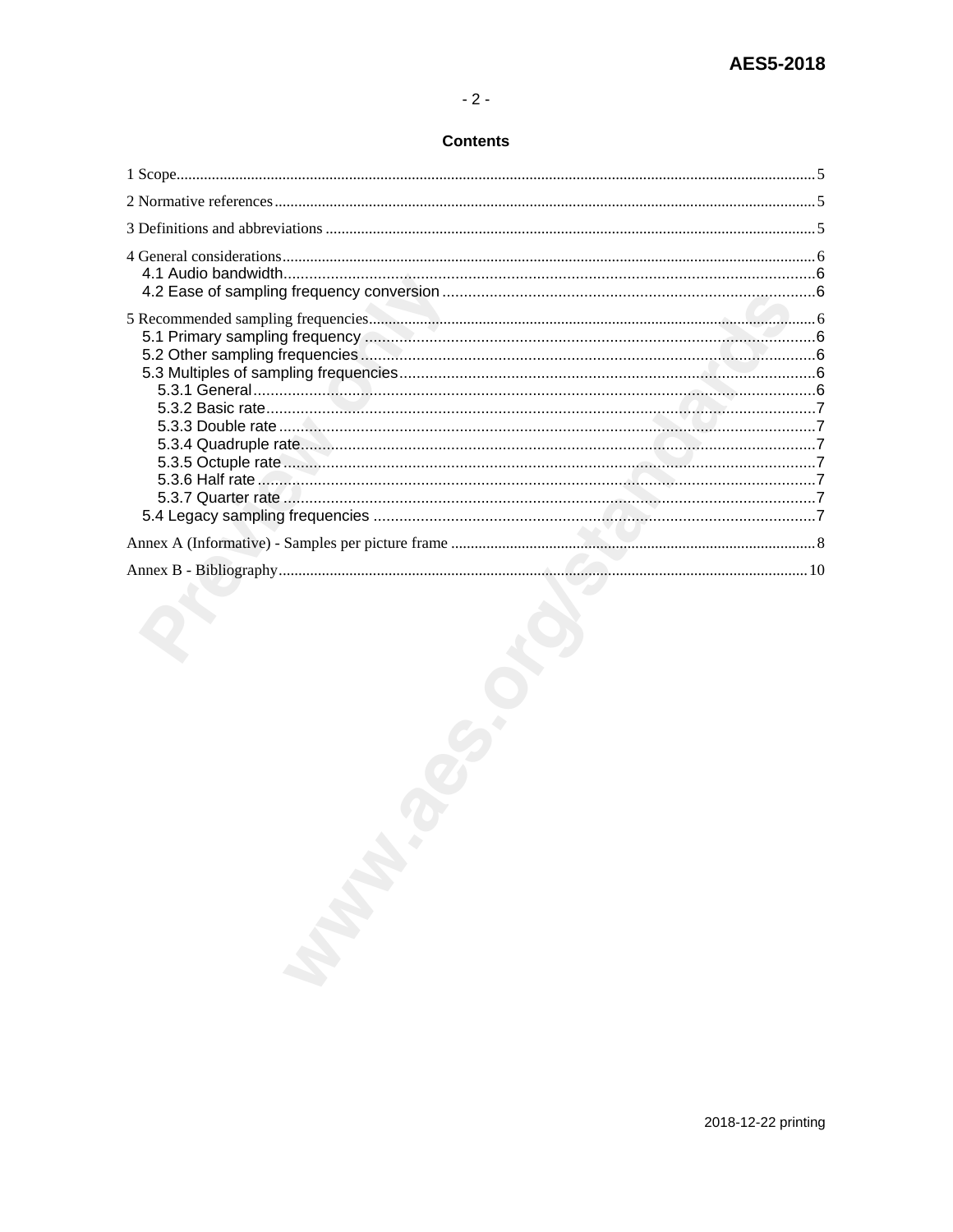## Contents

1 Scope ........................................................ 5

2 Normative references ........................................................ 5

3 Definitions and abbreviations ........................................................ 5

4 General considerations ........................................................ 6
- 4.1 Audio bandwidth ........................................................ 6
- 4.2 Ease of sampling frequency conversion ........................................................ 6

5 Recommended sampling frequencies ........................................................ 6
- 5.1 Primary sampling frequency ........................................................ 6
- 5.2 Other sampling frequencies ........................................................ 6
- 5.3 Multiples of sampling frequencies ........................................................ 6
  - 5.3.1 General ........................................................ 6
  - 5.3.2 Basic rate ........................................................ 7
  - 5.3.3 Double rate ........................................................ 7
  - 5.3.4 Quadruple rate ........................................................ 7
  - 5.3.5 Octuple rate ........................................................ 7
  - 5.3.6 Half rate ........................................................ 7
  - 5.3.7 Quarter rate ........................................................ 7
- 5.4 Legacy sampling frequencies ........................................................ 7

Annex A (Informative) - Samples per picture frame ........................................................ 8

Annex B - Bibliography ........................................................ 10

2018-12-22 printing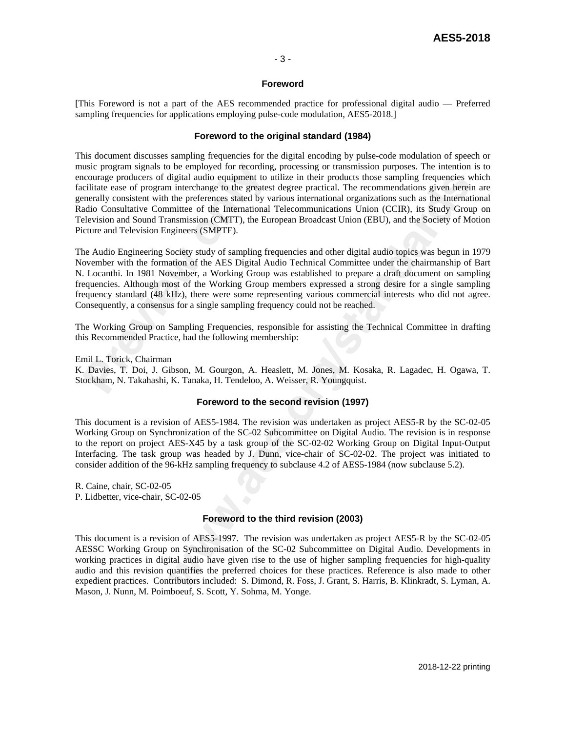## Foreword

[This Foreword is not a part of the AES recommended practice for professional digital audio — Preferred sampling frequencies for applications employing pulse-code modulation, AES5-2018.]

### Foreword to the original standard (1984)

This document discusses sampling frequencies for the digital encoding by pulse-code modulation of speech or music program signals to be employed for recording, processing or transmission purposes. The intention is to encourage producers of digital audio equipment to utilize in their products those sampling frequencies which facilitate ease of program interchange to the greatest degree practical. The recommendations given herein are generally consistent with the preferences stated by various international organizations such as the International Radio Consultative Committee of the International Telecommunications Union (CCIR), its Study Group on Television and Sound Transmission (CMTT), the European Broadcast Union (EBU), and the Society of Motion Picture and Television Engineers (SMPTE).

The Audio Engineering Society study of sampling frequencies and other digital audio topics was begun in 1979 November with the formation of the AES Digital Audio Technical Committee under the chairmanship of Bart N. Locanthi. In 1981 November, a Working Group was established to prepare a draft document on sampling frequencies. Although most of the Working Group members expressed a strong desire for a single sampling frequency standard (48 kHz), there were some representing various commercial interests who did not agree. Consequently, a consensus for a single sampling frequency could not be reached.

The Working Group on Sampling Frequencies, responsible for assisting the Technical Committee in drafting this Recommended Practice, had the following membership:

Emil L. Torick, Chairman
K. Davies, T. Doi, J. Gibson, M. Gourgon, A. Heaslett, M. Jones, M. Kosaka, R. Lagadec, H. Ogawa, T. Stockham, N. Takahashi, K. Tanaka, H. Tendeloo, A. Weisser, R. Youngquist.

### Foreword to the second revision (1997)

This document is a revision of AES5-1984. The revision was undertaken as project AES5-R by the SC-02-05 Working Group on Synchronization of the SC-02 Subcommittee on Digital Audio. The revision is in response to the report on project AES-X45 by a task group of the SC-02-02 Working Group on Digital Input-Output Interfacing. The task group was headed by J. Dunn, vice-chair of SC-02-02. The project was initiated to consider addition of the 96-kHz sampling frequency to subclause 4.2 of AES5-1984 (now subclause 5.2).

R. Caine, chair, SC-02-05
P. Lidbetter, vice-chair, SC-02-05

### Foreword to the third revision (2003)

This document is a revision of AES5-1997. The revision was undertaken as project AES5-R by the SC-02-05 AESSC Working Group on Synchronisation of the SC-02 Subcommittee on Digital Audio. Developments in working practices in digital audio have given rise to the use of higher sampling frequencies for high-quality audio and this revision quantifies the preferred choices for these practices. Reference is also made to other expedient practices. Contributors included: S. Dimond, R. Foss, J. Grant, S. Harris, B. Klinkradt, S. Lyman, A. Mason, J. Nunn, M. Poimboeuf, S. Scott, Y. Sohma, M. Yonge.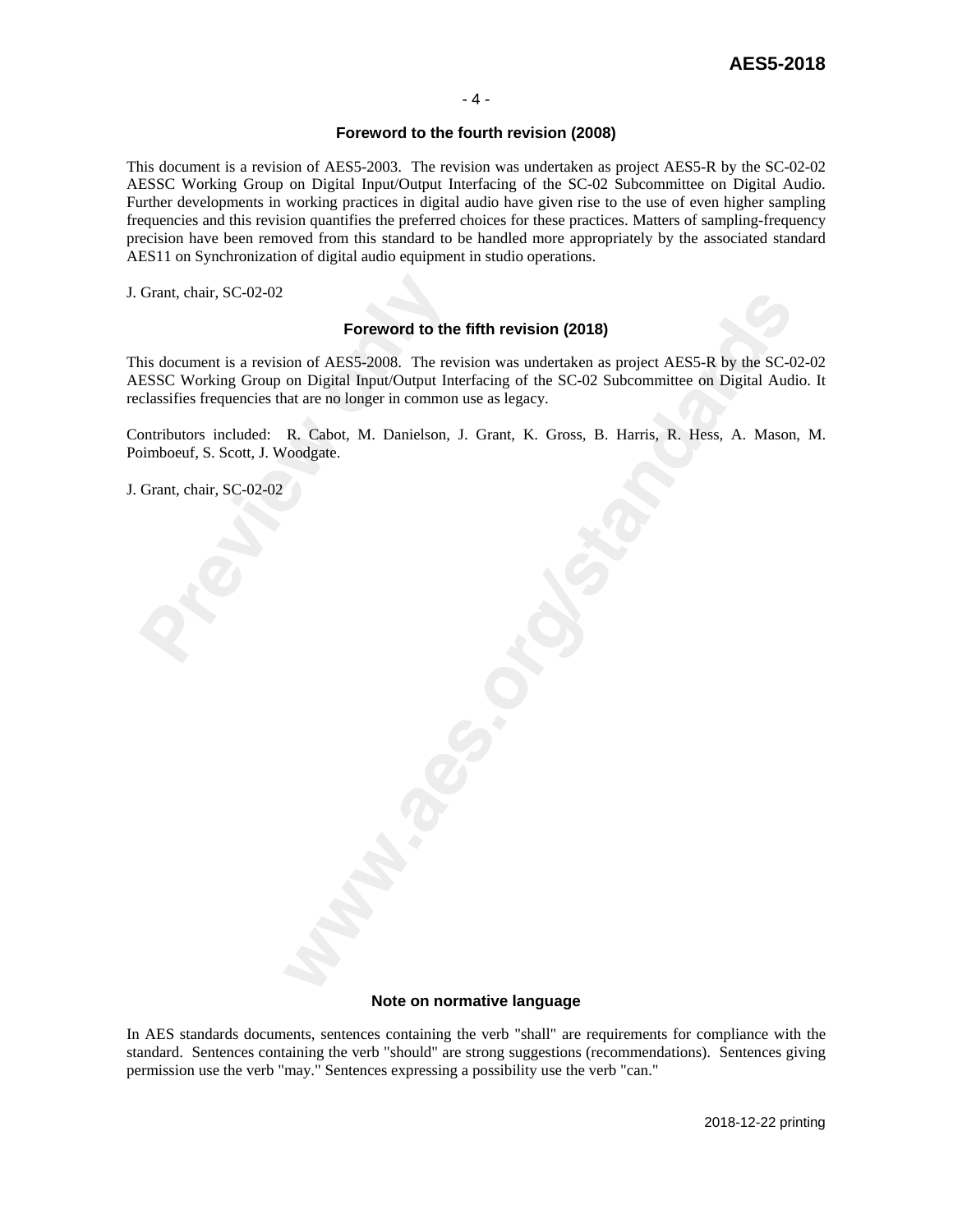## Foreword to the fourth revision (2008)

This document is a revision of AES5-2003. The revision was undertaken as project AES5-R by the SC-02-02 AESSC Working Group on Digital Input/Output Interfacing of the SC-02 Subcommittee on Digital Audio. Further developments in working practices in digital audio have given rise to the use of even higher sampling frequencies and this revision quantifies the preferred choices for these practices. Matters of sampling-frequency precision have been removed from this standard to be handled more appropriately by the associated standard AES11 on Synchronization of digital audio equipment in studio operations.

J. Grant, chair, SC-02-02

## Foreword to the fifth revision (2018)

This document is a revision of AES5-2008. The revision was undertaken as project AES5-R by the SC-02-02 AESSC Working Group on Digital Input/Output Interfacing of the SC-02 Subcommittee on Digital Audio. It reclassifies frequencies that are no longer in common use as legacy.

Contributors included: R. Cabot, M. Danielson, J. Grant, K. Gross, B. Harris, R. Hess, A. Mason, M. Poimboeuf, S. Scott, J. Woodgate.

J. Grant, chair, SC-02-02

## Note on normative language

In AES standards documents, sentences containing the verb "shall" are requirements for compliance with the standard. Sentences containing the verb "should" are strong suggestions (recommendations). Sentences giving permission use the verb "may." Sentences expressing a possibility use the verb "can."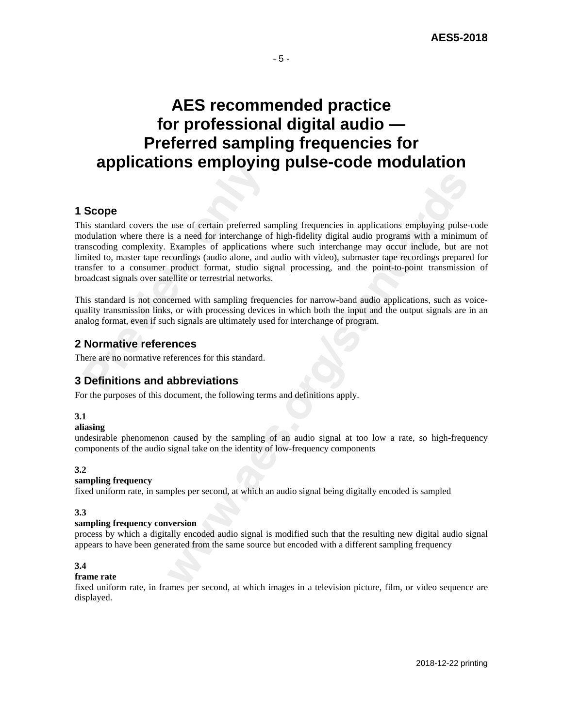# AES recommended practice for professional digital audio — Preferred sampling frequencies for applications employing pulse-code modulation

## 1 Scope

This standard covers the use of certain preferred sampling frequencies in applications employing pulse-code modulation where there is a need for interchange of high-fidelity digital audio programs with a minimum of transcoding complexity. Examples of applications where such interchange may occur include, but are not limited to, master tape recordings (audio alone, and audio with video), submaster tape recordings prepared for transfer to a consumer product format, studio signal processing, and the point-to-point transmission of broadcast signals over satellite or terrestrial networks.

This standard is not concerned with sampling frequencies for narrow-band audio applications, such as voice-quality transmission links, or with processing devices in which both the input and the output signals are in an analog format, even if such signals are ultimately used for interchange of program.

## 2 Normative references

There are no normative references for this standard.

## 3 Definitions and abbreviations

For the purposes of this document, the following terms and definitions apply.

**3.1**
**aliasing**
undesirable phenomenon caused by the sampling of an audio signal at too low a rate, so high-frequency components of the audio signal take on the identity of low-frequency components

**3.2**
**sampling frequency**
fixed uniform rate, in samples per second, at which an audio signal being digitally encoded is sampled

**3.3**
**sampling frequency conversion**
process by which a digitally encoded audio signal is modified such that the resulting new digital audio signal appears to have been generated from the same source but encoded with a different sampling frequency

**3.4**
**frame rate**
fixed uniform rate, in frames per second, at which images in a television picture, film, or video sequence are displayed.